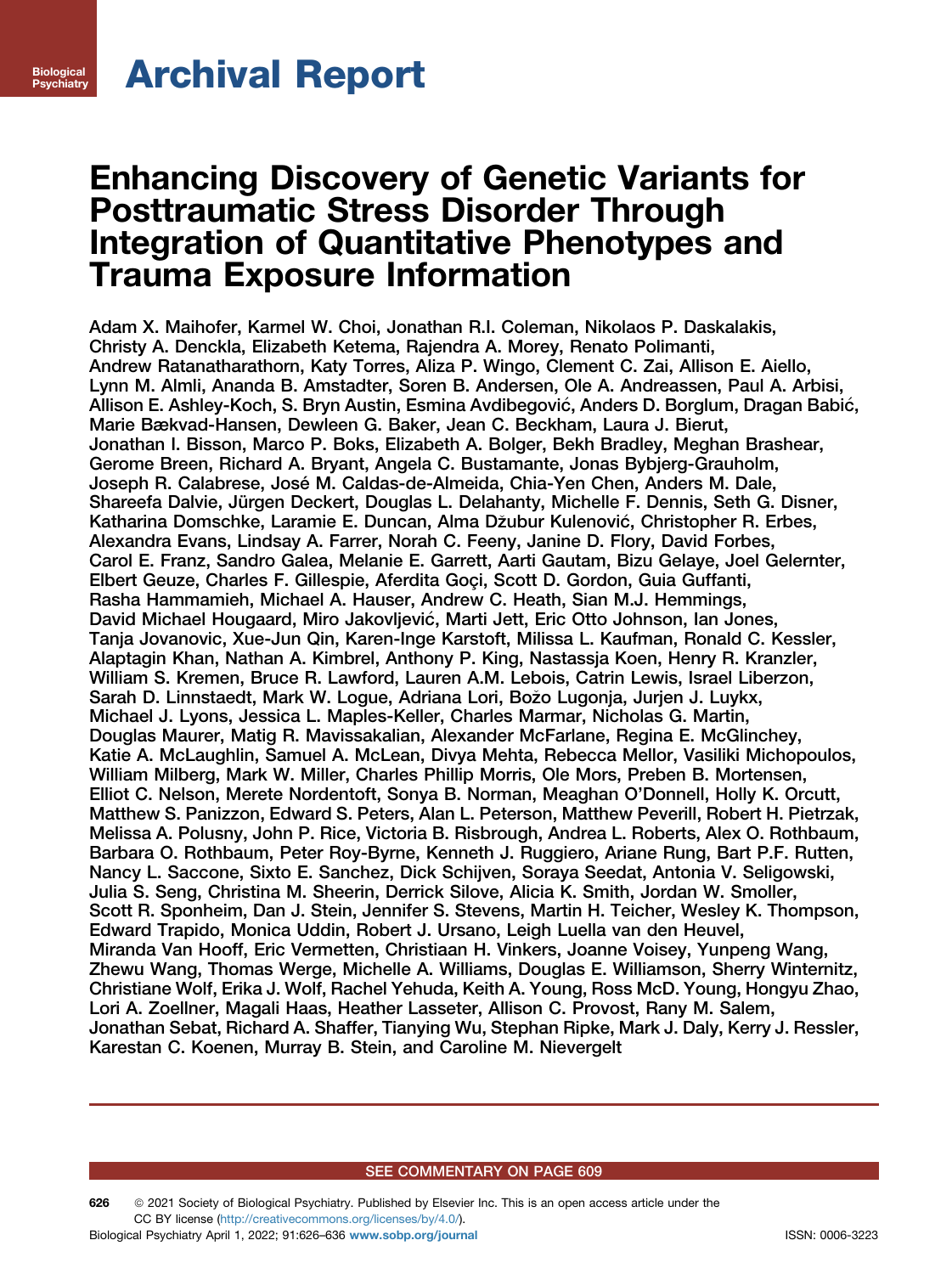Archival Report

# Enhancing Discovery of Genetic Variants for Posttraumatic Stress Disorder Through Integration of Quantitative Phenotypes and Trauma Exposure Information

Adam X. Maihofer, Karmel W. Choi, Jonathan R.I. Coleman, Nikolaos P. Daskalakis, Christy A. Denckla, Elizabeth Ketema, Rajendra A. Morey, Renato Polimanti, Andrew Ratanatharathorn, Katy Torres, Aliza P. Wingo, Clement C. Zai, Allison E. Aiello, Lynn M. Almli, Ananda B. Amstadter, Soren B. Andersen, Ole A. Andreassen, Paul A. Arbisi, Allison E. Ashley-Koch, S. Bryn Austin, Esmina Avdibegović, Anders D. Borglum, Dragan Babić, Marie Bækvad-Hansen, Dewleen G. Baker, Jean C. Beckham, Laura J. Bierut, Jonathan I. Bisson, Marco P. Boks, Elizabeth A. Bolger, Bekh Bradley, Meghan Brashear, Gerome Breen, Richard A. Bryant, Angela C. Bustamante, Jonas Bybjerg-Grauholm, Joseph R. Calabrese, José M. Caldas-de-Almeida, Chia-Yen Chen, Anders M. Dale, Shareefa Dalvie, Jürgen Deckert, Douglas L. Delahanty, Michelle F. Dennis, Seth G. Disner, Katharina Domschke, Laramie E. Duncan, Alma Džubur Kulenović, Christopher R. Erbes, Alexandra Evans, Lindsay A. Farrer, Norah C. Feeny, Janine D. Flory, David Forbes, Carol E. Franz, Sandro Galea, Melanie E. Garrett, Aarti Gautam, Bizu Gelaye, Joel Gelernter, Elbert Geuze, Charles F. Gillespie, Aferdita Goçi, Scott D. Gordon, Guia Guffanti, Rasha Hammamieh, Michael A. Hauser, Andrew C. Heath, Sian M.J. Hemmings, David Michael Hougaard, Miro Jakovljević, Marti Jett, Eric Otto Johnson, Ian Jones, Tanja Jovanovic, Xue-Jun Qin, Karen-Inge Karstoft, Milissa L. Kaufman, Ronald C. Kessler, Alaptagin Khan, Nathan A. Kimbrel, Anthony P. King, Nastassja Koen, Henry R. Kranzler, William S. Kremen, Bruce R. Lawford, Lauren A.M. Lebois, Catrin Lewis, Israel Liberzon, Sarah D. Linnstaedt, Mark W. Logue, Adriana Lori, Božo Lugonja, Jurjen J. Luykx, Michael J. Lyons, Jessica L. Maples-Keller, Charles Marmar, Nicholas G. Martin, Douglas Maurer, Matig R. Mavissakalian, Alexander McFarlane, Regina E. McGlinchey, Katie A. McLaughlin, Samuel A. McLean, Divya Mehta, Rebecca Mellor, Vasiliki Michopoulos, William Milberg, Mark W. Miller, Charles Phillip Morris, Ole Mors, Preben B. Mortensen, Elliot C. Nelson, Merete Nordentoft, Sonya B. Norman, Meaghan O'Donnell, Holly K. Orcutt, Matthew S. Panizzon, Edward S. Peters, Alan L. Peterson, Matthew Peverill, Robert H. Pietrzak, Melissa A. Polusny, John P. Rice, Victoria B. Risbrough, Andrea L. Roberts, Alex O. Rothbaum, Barbara O. Rothbaum, Peter Roy-Byrne, Kenneth J. Ruggiero, Ariane Rung, Bart P.F. Rutten, Nancy L. Saccone, Sixto E. Sanchez, Dick Schijven, Soraya Seedat, Antonia V. Seligowski, Julia S. Seng, Christina M. Sheerin, Derrick Silove, Alicia K. Smith, Jordan W. Smoller, Scott R. Sponheim, Dan J. Stein, Jennifer S. Stevens, Martin H. Teicher, Wesley K. Thompson, Edward Trapido, Monica Uddin, Robert J. Ursano, Leigh Luella van den Heuvel, Miranda Van Hooff, Eric Vermetten, Christiaan H. Vinkers, Joanne Voisey, Yunpeng Wang, Zhewu Wang, Thomas Werge, Michelle A. Williams, Douglas E. Williamson, Sherry Winternitz, Christiane Wolf, Erika J. Wolf, Rachel Yehuda, Keith A. Young, Ross McD. Young, Hongyu Zhao, Lori A. Zoellner, Magali Haas, Heather Lasseter, Allison C. Provost, Rany M. Salem, Jonathan Sebat, Richard A. Shaffer, Tianying Wu, Stephan Ripke, Mark J. Daly, Kerry J. Ressler, Karestan C. Koenen, Murray B. Stein, and Caroline M. Nievergelt

SEE COMMENTARY ON PAGE 609

© 2021 Society of Biological Psychiatry. Published by Elsevier Inc. This is an open access article under the CC BY license (http://creativecommons.org/licenses/by/4.0/).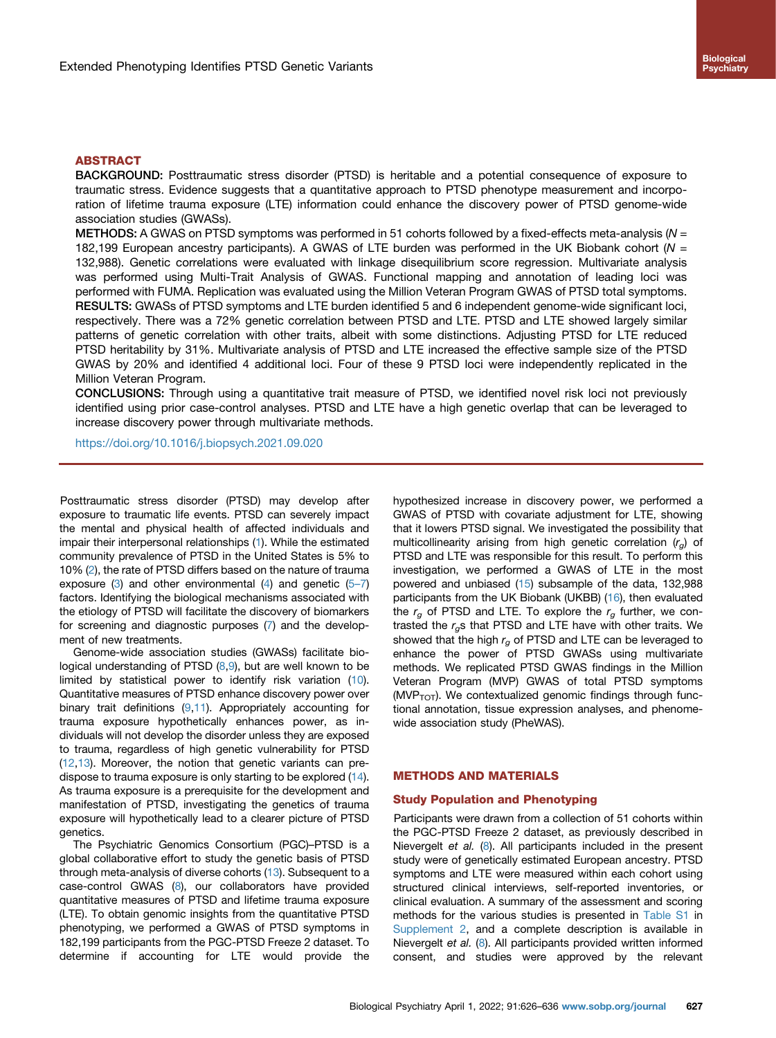## ABSTRACT

**BACKGROUND:** Posttraumatic stress disorder (PTSD) is heritable and a potential consequence of exposure to traumatic stress. Evidence suggests that a quantitative approach to PTSD phenotype measurement and incorporation of lifetime trauma exposure (LTE) information could enhance the discovery power of PTSD genome-wide association studies (GWASs).

**METHODS:** A GWAS on PTSD symptoms was performed in 51 cohorts followed by a fixed-effects meta-analysis ($N$ = 182,199 European ancestry participants). A GWAS of LTE burden was performed in the UK Biobank cohort ($N$ = 132,988). Genetic correlations were evaluated with linkage disequilibrium score regression. Multivariate analysis was performed using Multi-Trait Analysis of GWAS. Functional mapping and annotation of leading loci was performed with FUMA. Replication was evaluated using the Million Veteran Program GWAS of PTSD total symptoms.

**RESULTS:** GWASs of PTSD symptoms and LTE burden identified 5 and 6 independent genome-wide significant loci, respectively. There was a 72% genetic correlation between PTSD and LTE. PTSD and LTE showed largely similar patterns of genetic correlation with other traits, albeit with some distinctions. Adjusting PTSD for LTE reduced PTSD heritability by 31%. Multivariate analysis of PTSD and LTE increased the effective sample size of the PTSD GWAS by 20% and identified 4 additional loci. Four of these 9 PTSD loci were independently replicated in the Million Veteran Program.

**CONCLUSIONS:** Through using a quantitative trait measure of PTSD, we identified novel risk loci not previously identified using prior case-control analyses. PTSD and LTE have a high genetic overlap that can be leveraged to increase discovery power through multivariate methods.

https://doi.org/10.1016/j.biopsych.2021.09.020

Posttraumatic stress disorder (PTSD) may develop after exposure to traumatic life events. PTSD can severely impact the mental and physical health of affected individuals and impair their interpersonal relationships (1). While the estimated community prevalence of PTSD in the United States is 5% to 10% (2), the rate of PTSD differs based on the nature of trauma exposure (3) and other environmental (4) and genetic (5–7) factors. Identifying the biological mechanisms associated with the etiology of PTSD will facilitate the discovery of biomarkers for screening and diagnostic purposes (7) and the development of new treatments.

Genome-wide association studies (GWASs) facilitate biological understanding of PTSD (8,9), but are well known to be limited by statistical power to identify risk variation (10). Quantitative measures of PTSD enhance discovery power over binary trait definitions (9,11). Appropriately accounting for trauma exposure hypothetically enhances power, as individuals will not develop the disorder unless they are exposed to trauma, regardless of high genetic vulnerability for PTSD (12,13). Moreover, the notion that genetic variants can predispose to trauma exposure is only starting to be explored (14). As trauma exposure is a prerequisite for the development and manifestation of PTSD, investigating the genetics of trauma exposure will hypothetically lead to a clearer picture of PTSD genetics.

The Psychiatric Genomics Consortium (PGC)–PTSD is a global collaborative effort to study the genetic basis of PTSD through meta-analysis of diverse cohorts (13). Subsequent to a case-control GWAS (8), our collaborators have provided quantitative measures of PTSD and lifetime trauma exposure (LTE). To obtain genomic insights from the quantitative PTSD phenotyping, we performed a GWAS of PTSD symptoms in 182,199 participants from the PGC-PTSD Freeze 2 dataset. To determine if accounting for LTE would provide the hypothesized increase in discovery power, we performed a GWAS of PTSD with covariate adjustment for LTE, showing that it lowers PTSD signal. We investigated the possibility that multicollinearity arising from high genetic correlation ($r_g$) of PTSD and LTE was responsible for this result. To perform this investigation, we performed a GWAS of LTE in the most powered and unbiased (15) subsample of the data, 132,988 participants from the UK Biobank (UKBB) (16), then evaluated the $r_g$ of PTSD and LTE. To explore the $r_g$ further, we contrasted the $r_g$s that PTSD and LTE have with other traits. We showed that the high $r_g$ of PTSD and LTE can be leveraged to enhance the power of PTSD GWASs using multivariate methods. We replicated PTSD GWAS findings in the Million Veteran Program (MVP) GWAS of total PTSD symptoms ($MVP_{TOT}$). We contextualized genomic findings through functional annotation, tissue expression analyses, and phenome-wide association study (PheWAS).

## METHODS AND MATERIALS

### Study Population and Phenotyping

Participants were drawn from a collection of 51 cohorts within the PGC-PTSD Freeze 2 dataset, as previously described in Nievergelt *et al.* (8). All participants included in the present study were of genetically estimated European ancestry. PTSD symptoms and LTE were measured within each cohort using structured clinical interviews, self-reported inventories, or clinical evaluation. A summary of the assessment and scoring methods for the various studies is presented in Table S1 in Supplement 2, and a complete description is available in Nievergelt *et al.* (8). All participants provided written informed consent, and studies were approved by the relevant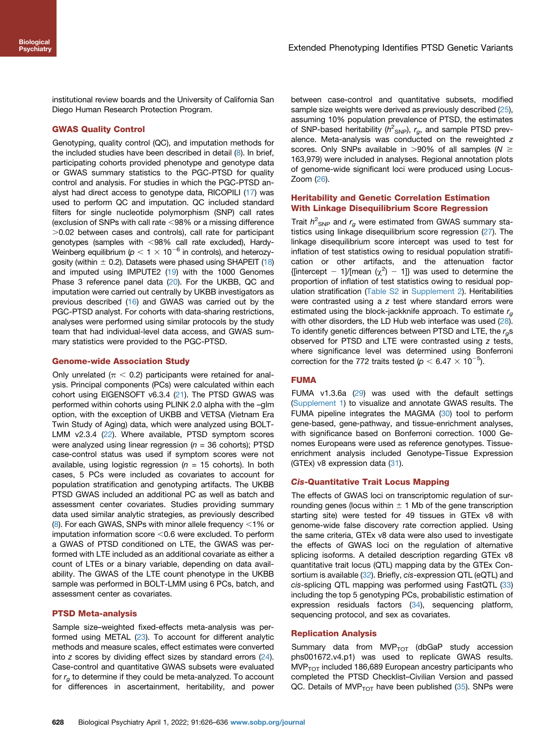institutional review boards and the University of California San Diego Human Research Protection Program.

### GWAS Quality Control

Genotyping, quality control (QC), and imputation methods for the included studies have been described in detail (8). In brief, participating cohorts provided phenotype and genotype data or GWAS summary statistics to the PGC-PTSD for quality control and analysis. For studies in which the PGC-PTSD analyst had direct access to genotype data, RICOPILI (17) was used to perform QC and imputation. QC included standard filters for single nucleotide polymorphism (SNP) call rates (exclusion of SNPs with call rate <98% or a missing difference >0.02 between cases and controls), call rate for participant genotypes (samples with <98% call rate excluded), Hardy-Weinberg equilibrium ($p < 1 \times 10^{-6}$ in controls), and heterozygosity (within ± 0.2). Datasets were phased using SHAPEIT (18) and imputed using IMPUTE2 (19) with the 1000 Genomes Phase 3 reference panel data (20). For the UKBB, QC and imputation were carried out centrally by UKBB investigators as previous described (16) and GWAS was carried out by the PGC-PTSD analyst. For cohorts with data-sharing restrictions, analyses were performed using similar protocols by the study team that had individual-level data access, and GWAS summary statistics were provided to the PGC-PTSD.

### Genome-wide Association Study

Only unrelated ($\pi < 0.2$) participants were retained for analysis. Principal components (PCs) were calculated within each cohort using EIGENSOFT v6.3.4 (21). The PTSD GWAS was performed within cohorts using PLINK 2.0 alpha with the –glm option, with the exception of UKBB and VETSA (Vietnam Era Twin Study of Aging) data, which were analyzed using BOLT-LMM v2.3.4 (22). Where available, PTSD symptom scores were analyzed using linear regression ($n$ = 36 cohorts); PTSD case-control status was used if symptom scores were not available, using logistic regression ($n$ = 15 cohorts). In both cases, 5 PCs were included as covariates to account for population stratification and genotyping artifacts. The UKBB PTSD GWAS included an additional PC as well as batch and assessment center covariates. Studies providing summary data used similar analytic strategies, as previously described (8). For each GWAS, SNPs with minor allele frequency <1% or imputation information score <0.6 were excluded. To perform a GWAS of PTSD conditioned on LTE, the GWAS was performed with LTE included as an additional covariate as either a count of LTEs or a binary variable, depending on data availability. The GWAS of the LTE count phenotype in the UKBB sample was performed in BOLT-LMM using 6 PCs, batch, and assessment center as covariates.

### PTSD Meta-analysis

Sample size–weighted fixed-effects meta-analysis was performed using METAL (23). To account for different analytic methods and measure scales, effect estimates were converted into $z$ scores by dividing effect sizes by standard errors (24). Case-control and quantitative GWAS subsets were evaluated for $r_g$ to determine if they could be meta-analyzed. To account for differences in ascertainment, heritability, and power between case-control and quantitative subsets, modified sample size weights were derived as previously described (25), assuming 10% population prevalence of PTSD, the estimates of SNP-based heritability ($h^2_{SNP}$), $r_g$, and sample PTSD prevalence. Meta-analysis was conducted on the reweighted $z$ scores. Only SNPs available in >90% of all samples ($N \geq$ 163,979) were included in analyses. Regional annotation plots of genome-wide significant loci were produced using LocusZoom (26).

### Heritability and Genetic Correlation Estimation With Linkage Disequilibrium Score Regression

Trait $h^2_{SNP}$ and $r_g$ were estimated from GWAS summary statistics using linkage disequilibrium score regression (27). The linkage disequilibrium score intercept was used to test for inflation of test statistics owing to residual population stratification or other artifacts, and the attenuation factor {[intercept − 1]/[mean ($\chi^2$) − 1]} was used to determine the proportion of inflation of test statistics owing to residual population stratification (Table S2 in Supplement 2). Heritabilities were contrasted using a $z$ test where standard errors were estimated using the block-jackknife approach. To estimate $r_g$ with other disorders, the LD Hub web interface was used (28). To identify genetic differences between PTSD and LTE, the $r_g$s observed for PTSD and LTE were contrasted using $z$ tests, where significance level was determined using Bonferroni correction for the 772 traits tested ($p < 6.47 \times 10^{-5}$).

### FUMA

FUMA v1.3.6a (29) was used with the default settings (Supplement 1) to visualize and annotate GWAS results. The FUMA pipeline integrates the MAGMA (30) tool to perform gene-based, gene-pathway, and tissue-enrichment analyses, with significance based on Bonferroni correction. 1000 Genomes Europeans were used as reference genotypes. Tissue-enrichment analysis included Genotype-Tissue Expression (GTEx) v8 expression data (31).

### *Cis*-Quantitative Trait Locus Mapping

The effects of GWAS loci on transcriptomic regulation of surrounding genes (locus within ± 1 Mb of the gene transcription starting site) were tested for 49 tissues in GTEx v8 with genome-wide false discovery rate correction applied. Using the same criteria, GTEx v8 data were also used to investigate the effects of GWAS loci on the regulation of alternative splicing isoforms. A detailed description regarding GTEx v8 quantitative trait locus (QTL) mapping data by the GTEx Consortium is available (32). Briefly, *cis*-expression QTL (eQTL) and *cis*-splicing QTL mapping was performed using FastQTL (33) including the top 5 genotyping PCs, probabilistic estimation of expression residuals factors (34), sequencing platform, sequencing protocol, and sex as covariates.

### Replication Analysis

Summary data from $MVP_{TOT}$ (dbGaP study accession phs001672.v4.p1) was used to replicate GWAS results. $MVP_{TOT}$ included 186,689 European ancestry participants who completed the PTSD Checklist–Civilian Version and passed QC. Details of $MVP_{TOT}$ have been published (35). SNPs were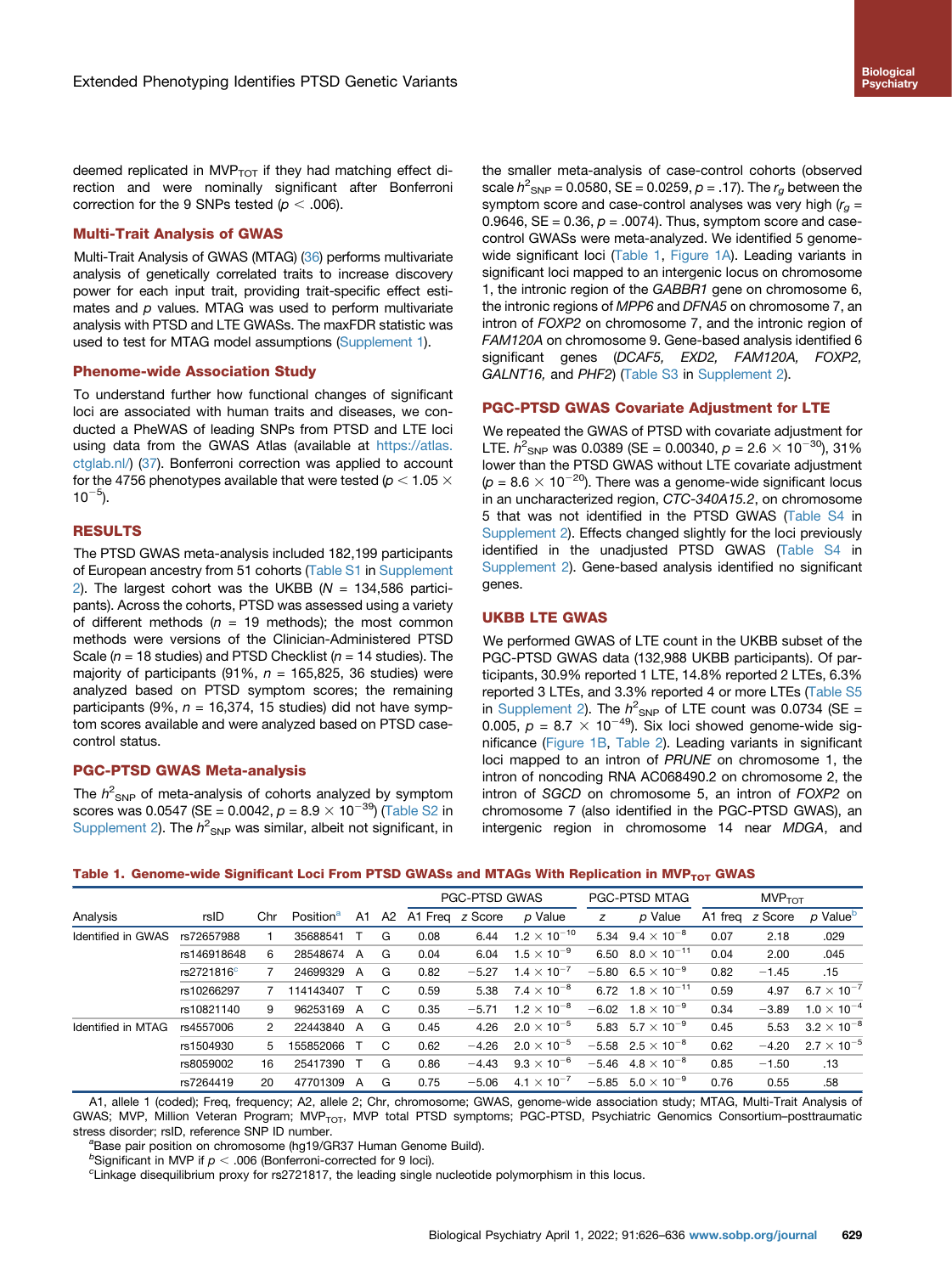deemed replicated in $\text{MVP}_{\text{TOT}}$ if they had matching effect direction and were nominally significant after Bonferroni correction for the 9 SNPs tested ($p < .006$).

### Multi-Trait Analysis of GWAS

Multi-Trait Analysis of GWAS (MTAG) (36) performs multivariate analysis of genetically correlated traits to increase discovery power for each input trait, providing trait-specific effect estimates and $p$ values. MTAG was used to perform multivariate analysis with PTSD and LTE GWASs. The maxFDR statistic was used to test for MTAG model assumptions (Supplement 1).

### Phenome-wide Association Study

To understand further how functional changes of significant loci are associated with human traits and diseases, we conducted a PheWAS of leading SNPs from PTSD and LTE loci using data from the GWAS Atlas (available at https://atlas.ctglab.nl/) (37). Bonferroni correction was applied to account for the 4756 phenotypes available that were tested ($p < 1.05 \times 10^{-5}$).

## RESULTS

The PTSD GWAS meta-analysis included 182,199 participants of European ancestry from 51 cohorts (Table S1 in Supplement 2). The largest cohort was the UKBB ($N$ = 134,586 participants). Across the cohorts, PTSD was assessed using a variety of different methods ($n$ = 19 methods); the most common methods were versions of the Clinician-Administered PTSD Scale ($n$ = 18 studies) and PTSD Checklist ($n$ = 14 studies). The majority of participants (91%, $n$ = 165,825, 36 studies) were analyzed based on PTSD symptom scores; the remaining participants (9%, $n$ = 16,374, 15 studies) did not have symptom scores available and were analyzed based on PTSD case-control status.

### PGC-PTSD GWAS Meta-analysis

The $h^2_{\text{SNP}}$ of meta-analysis of cohorts analyzed by symptom scores was 0.0547 (SE = 0.0042, $p = 8.9 \times 10^{-39}$) (Table S2 in Supplement 2). The $h^2_{\text{SNP}}$ was similar, albeit not significant, in the smaller meta-analysis of case-control cohorts (observed scale $h^2_{\text{SNP}}$ = 0.0580, SE = 0.0259, $p$ = .17). The $r_g$ between the symptom score and case-control analyses was very high ($r_g$ = 0.9646, SE = 0.36, $p$ = .0074). Thus, symptom score and case-control GWASs were meta-analyzed. We identified 5 genome-wide significant loci (Table 1, Figure 1A). Leading variants in significant loci mapped to an intergenic locus on chromosome 1, the intronic region of the *GABBR1* gene on chromosome 6, the intronic regions of *MPP6* and *DFNA5* on chromosome 7, an intron of *FOXP2* on chromosome 7, and the intronic region of *FAM120A* on chromosome 9. Gene-based analysis identified 6 significant genes (*DCAF5, EXD2, FAM120A, FOXP2, GALNT16,* and *PHF2*) (Table S3 in Supplement 2).

### PGC-PTSD GWAS Covariate Adjustment for LTE

We repeated the GWAS of PTSD with covariate adjustment for LTE. $h^2_{\text{SNP}}$ was 0.0389 (SE = 0.00340, $p = 2.6 \times 10^{-30}$), 31% lower than the PTSD GWAS without LTE covariate adjustment ($p = 8.6 \times 10^{-20}$). There was a genome-wide significant locus in an uncharacterized region, *CTC-340A15.2*, on chromosome 5 that was not identified in the PTSD GWAS (Table S4 in Supplement 2). Effects changed slightly for the loci previously identified in the unadjusted PTSD GWAS (Table S4 in Supplement 2). Gene-based analysis identified no significant genes.

### UKBB LTE GWAS

We performed GWAS of LTE count in the UKBB subset of the PGC-PTSD GWAS data (132,988 UKBB participants). Of participants, 30.9% reported 1 LTE, 14.8% reported 2 LTEs, 6.3% reported 3 LTEs, and 3.3% reported 4 or more LTEs (Table S5 in Supplement 2). The $h^2_{\text{SNP}}$ of LTE count was 0.0734 (SE = 0.005, $p = 8.7 \times 10^{-49}$). Six loci showed genome-wide significance (Figure 1B, Table 2). Leading variants in significant loci mapped to an intron of *PRUNE* on chromosome 1, the intron of noncoding RNA AC068490.2 on chromosome 2, the intron of *SGCD* on chromosome 5, an intron of *FOXP2* on chromosome 7 (also identified in the PGC-PTSD GWAS), an intergenic region in chromosome 14 near *MDGA*, and

**Table 1. Genome-wide Significant Loci From PTSD GWASs and MTAGs With Replication in $\text{MVP}_{\text{TOT}}$ GWAS**

| | | | | | | PGC-PTSD GWAS | | | PGC-PTSD MTAG | | $\text{MVP}_{\text{TOT}}$ | | |
|---|---|---|---|---|---|---|---|---|---|---|---|---|---|
| Analysis | rsID | Chr | Position[a] | A1 | A2 | A1 Freq | z Score | p Value | z | p Value | A1 freq | z Score | p Value[b] |
| Identified in GWAS | rs72657988 | 1 | 35688541 | T | G | 0.08 | 6.44 | $1.2 \times 10^{-10}$ | 5.34 | $9.4 \times 10^{-8}$ | 0.07 | 2.18 | .029 |
| | rs146918648 | 6 | 28548674 | A | G | 0.04 | 6.04 | $1.5 \times 10^{-9}$ | 6.50 | $8.0 \times 10^{-11}$ | 0.04 | 2.00 | .045 |
| | rs2721816[c] | 7 | 24699329 | A | G | 0.82 | −5.27 | $1.4 \times 10^{-7}$ | −5.80 | $6.5 \times 10^{-9}$ | 0.82 | −1.45 | .15 |
| | rs10266297 | 7 | 114143407 | T | C | 0.59 | 5.38 | $7.4 \times 10^{-8}$ | 6.72 | $1.8 \times 10^{-11}$ | 0.59 | 4.97 | $6.7 \times 10^{-7}$ |
| | rs10821140 | 9 | 96253169 | A | C | 0.35 | −5.71 | $1.2 \times 10^{-8}$ | −6.02 | $1.8 \times 10^{-9}$ | 0.34 | −3.89 | $1.0 \times 10^{-4}$ |
| Identified in MTAG | rs4557006 | 2 | 22443840 | A | G | 0.45 | 4.26 | $2.0 \times 10^{-5}$ | 5.83 | $5.7 \times 10^{-9}$ | 0.45 | 5.53 | $3.2 \times 10^{-8}$ |
| | rs1504930 | 5 | 155852066 | T | C | 0.62 | −4.26 | $2.0 \times 10^{-5}$ | −5.58 | $2.5 \times 10^{-8}$ | 0.62 | −4.20 | $2.7 \times 10^{-5}$ |
| | rs8059002 | 16 | 25417390 | T | G | 0.86 | −4.43 | $9.3 \times 10^{-6}$ | −5.46 | $4.8 \times 10^{-8}$ | 0.85 | −1.50 | .13 |
| | rs7264419 | 20 | 47701309 | A | G | 0.75 | −5.06 | $4.1 \times 10^{-7}$ | −5.85 | $5.0 \times 10^{-9}$ | 0.76 | 0.55 | .58 |

A1, allele 1 (coded); Freq, frequency; A2, allele 2; Chr, chromosome; GWAS, genome-wide association study; MTAG, Multi-Trait Analysis of GWAS; MVP, Million Veteran Program; $\text{MVP}_{\text{TOT}}$, MVP total PTSD symptoms; PGC-PTSD, Psychiatric Genomics Consortium–posttraumatic stress disorder; rsID, reference SNP ID number.

[a]Base pair position on chromosome (hg19/GR37 Human Genome Build).

[b]Significant in MVP if $p < .006$ (Bonferroni-corrected for 9 loci).

[c]Linkage disequilibrium proxy for rs2721817, the leading single nucleotide polymorphism in this locus.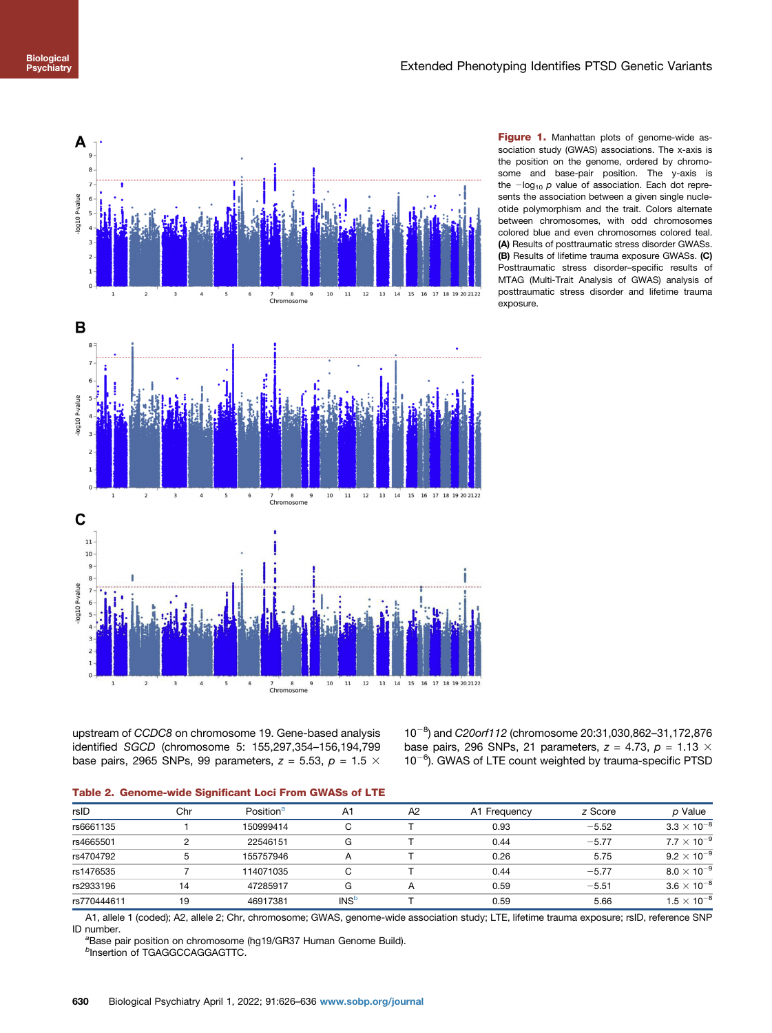**Figure 1.** Manhattan plots of genome-wide association study (GWAS) associations. The x-axis is the position on the genome, ordered by chromosome and base-pair position. The y-axis is the $-\log_{10}$ $p$ value of association. Each dot represents the association between a given single nucleotide polymorphism and the trait. Colors alternate between chromosomes, with odd chromosomes colored blue and even chromosomes colored teal. **(A)** Results of posttraumatic stress disorder GWASs. **(B)** Results of lifetime trauma exposure GWASs. **(C)** Posttraumatic stress disorder–specific results of MTAG (Multi-Trait Analysis of GWAS) analysis of posttraumatic stress disorder and lifetime trauma exposure.

upstream of *CCDC8* on chromosome 19. Gene-based analysis identified *SGCD* (chromosome 5: 155,297,354–156,194,799 base pairs, 2965 SNPs, 99 parameters, $z = 5.53$, $p = 1.5 \times 10^{-8}$) and *C20orf112* (chromosome 20:31,030,862–31,172,876 base pairs, 296 SNPs, 21 parameters, $z = 4.73$, $p = 1.13 \times 10^{-6}$). GWAS of LTE count weighted by trauma-specific PTSD

**Table 2. Genome-wide Significant Loci From GWASs of LTE**

| rsID | Chr | Position[a] | A1 | A2 | A1 Frequency | z Score | p Value |
|---|---|---|---|---|---|---|---|
| rs6661135 | 1 | 150999414 | C | T | 0.93 | −5.52 | $3.3 \times 10^{-8}$ |
| rs4665501 | 2 | 22546151 | G | T | 0.44 | −5.77 | $7.7 \times 10^{-9}$ |
| rs4704792 | 5 | 155757946 | A | T | 0.26 | 5.75 | $9.2 \times 10^{-9}$ |
| rs1476535 | 7 | 114071035 | C | T | 0.44 | −5.77 | $8.0 \times 10^{-9}$ |
| rs2933196 | 14 | 47285917 | G | A | 0.59 | −5.51 | $3.6 \times 10^{-8}$ |
| rs770444611 | 19 | 46917381 | INS[b] | T | 0.59 | 5.66 | $1.5 \times 10^{-8}$ |

A1, allele 1 (coded); A2, allele 2; Chr, chromosome; GWAS, genome-wide association study; LTE, lifetime trauma exposure; rsID, reference SNP ID number.

[a]Base pair position on chromosome (hg19/GR37 Human Genome Build).

[b]Insertion of TGAGGCCAGGAGTTC.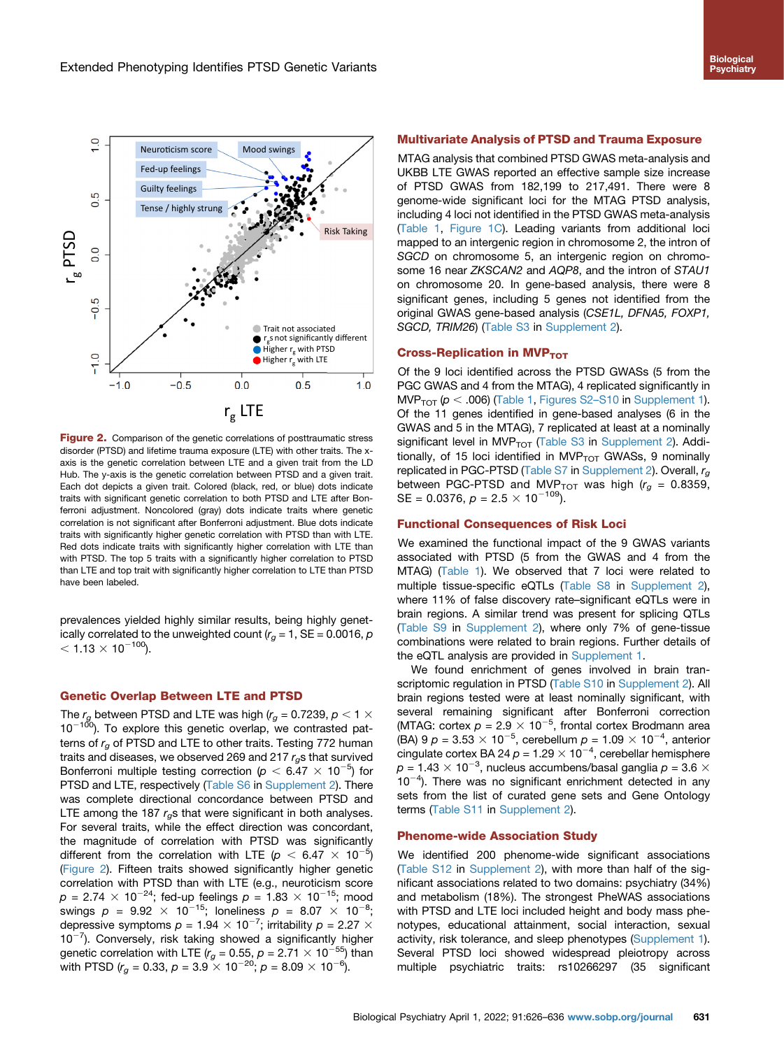Figure 2. Comparison of the genetic correlations of posttraumatic stress disorder (PTSD) and lifetime trauma exposure (LTE) with other traits. The x-axis is the genetic correlation between LTE and a given trait from the LD Hub. The y-axis is the genetic correlation between PTSD and a given trait. Each dot depicts a given trait. Colored (black, red, or blue) dots indicate traits with significant genetic correlation to both PTSD and LTE after Bonferroni adjustment. Noncolored (gray) dots indicate traits where genetic correlation is not significant after Bonferroni adjustment. Blue dots indicate traits with significantly higher genetic correlation with PTSD than with LTE. Red dots indicate traits with significantly higher correlation with LTE than with PTSD. The top 5 traits with a significantly higher correlation to PTSD than LTE and top trait with significantly higher correlation to LTE than PTSD have been labeled.

prevalences yielded highly similar results, being highly genetically correlated to the unweighted count ($r_g$ = 1, SE = 0.0016, $p < 1.13 \times 10^{-100}$).

## Genetic Overlap Between LTE and PTSD

The $r_g$ between PTSD and LTE was high ($r_g$ = 0.7239, $p < 1 \times 10^{-100}$). To explore this genetic overlap, we contrasted patterns of $r_g$ of PTSD and LTE to other traits. Testing 772 human traits and diseases, we observed 269 and 217 $r_g$s that survived Bonferroni multiple testing correction ($p < 6.47 \times 10^{-5}$) for PTSD and LTE, respectively (Table S6 in Supplement 2). There was complete directional concordance between PTSD and LTE among the 187 $r_g$s that were significant in both analyses. For several traits, while the effect direction was concordant, the magnitude of correlation with PTSD was significantly different from the correlation with LTE ($p < 6.47 \times 10^{-5}$) (Figure 2). Fifteen traits showed significantly higher genetic correlation with PTSD than with LTE (e.g., neuroticism score $p = 2.74 \times 10^{-24}$; fed-up feelings $p = 1.83 \times 10^{-15}$; mood swings $p = 9.92 \times 10^{-15}$; loneliness $p = 8.07 \times 10^{-8}$; depressive symptoms $p = 1.94 \times 10^{-7}$; irritability $p = 2.27 \times 10^{-7}$). Conversely, risk taking showed a significantly higher genetic correlation with LTE ($r_g$ = 0.55, $p = 2.71 \times 10^{-55}$) than with PTSD ($r_g$ = 0.33, $p = 3.9 \times 10^{-20}$; $p = 8.09 \times 10^{-6}$).

## Multivariate Analysis of PTSD and Trauma Exposure

MTAG analysis that combined PTSD GWAS meta-analysis and UKBB LTE GWAS reported an effective sample size increase of PTSD GWAS from 182,199 to 217,491. There were 8 genome-wide significant loci for the MTAG PTSD analysis, including 4 loci not identified in the PTSD GWAS meta-analysis (Table 1, Figure 1C). Leading variants from additional loci mapped to an intergenic region in chromosome 2, the intron of *SGCD* on chromosome 5, an intergenic region on chromosome 16 near *ZKSCAN2* and *AQP8*, and the intron of *STAU1* on chromosome 20. In gene-based analysis, there were 8 significant genes, including 5 genes not identified from the original GWAS gene-based analysis (*CSE1L, DFNA5, FOXP1, SGCD, TRIM26*) (Table S3 in Supplement 2).

## Cross-Replication in $MVP_{TOT}$

Of the 9 loci identified across the PTSD GWASs (5 from the PGC GWAS and 4 from the MTAG), 4 replicated significantly in $MVP_{TOT}$ ($p < .006$) (Table 1, Figures S2–S10 in Supplement 1). Of the 11 genes identified in gene-based analyses (6 in the GWAS and 5 in the MTAG), 7 replicated at least at a nominally significant level in $MVP_{TOT}$ (Table S3 in Supplement 2). Additionally, of 15 loci identified in $MVP_{TOT}$ GWASs, 9 nominally replicated in PGC-PTSD (Table S7 in Supplement 2). Overall, $r_g$ between PGC-PTSD and $MVP_{TOT}$ was high ($r_g$ = 0.8359, SE = 0.0376, $p = 2.5 \times 10^{-109}$).

## Functional Consequences of Risk Loci

We examined the functional impact of the 9 GWAS variants associated with PTSD (5 from the GWAS and 4 from the MTAG) (Table 1). We observed that 7 loci were related to multiple tissue-specific eQTLs (Table S8 in Supplement 2), where 11% of false discovery rate–significant eQTLs were in brain regions. A similar trend was present for splicing QTLs (Table S9 in Supplement 2), where only 7% of gene-tissue combinations were related to brain regions. Further details of the eQTL analysis are provided in Supplement 1.

We found enrichment of genes involved in brain transcriptomic regulation in PTSD (Table S10 in Supplement 2). All brain regions tested were at least nominally significant, with several remaining significant after Bonferroni correction (MTAG: cortex $p = 2.9 \times 10^{-5}$, frontal cortex Brodmann area (BA) 9 $p = 3.53 \times 10^{-5}$, cerebellum $p = 1.09 \times 10^{-4}$, anterior cingulate cortex BA 24 $p = 1.29 \times 10^{-4}$, cerebellar hemisphere $p = 1.43 \times 10^{-3}$, nucleus accumbens/basal ganglia $p = 3.6 \times 10^{-4}$). There was no significant enrichment detected in any sets from the list of curated gene sets and Gene Ontology terms (Table S11 in Supplement 2).

## Phenome-wide Association Study

We identified 200 phenome-wide significant associations (Table S12 in Supplement 2), with more than half of the significant associations related to two domains: psychiatry (34%) and metabolism (18%). The strongest PheWAS associations with PTSD and LTE loci included height and body mass phenotypes, educational attainment, social interaction, sexual activity, risk tolerance, and sleep phenotypes (Supplement 1). Several PTSD loci showed widespread pleiotropy across multiple psychiatric traits: rs10266297 (35 significant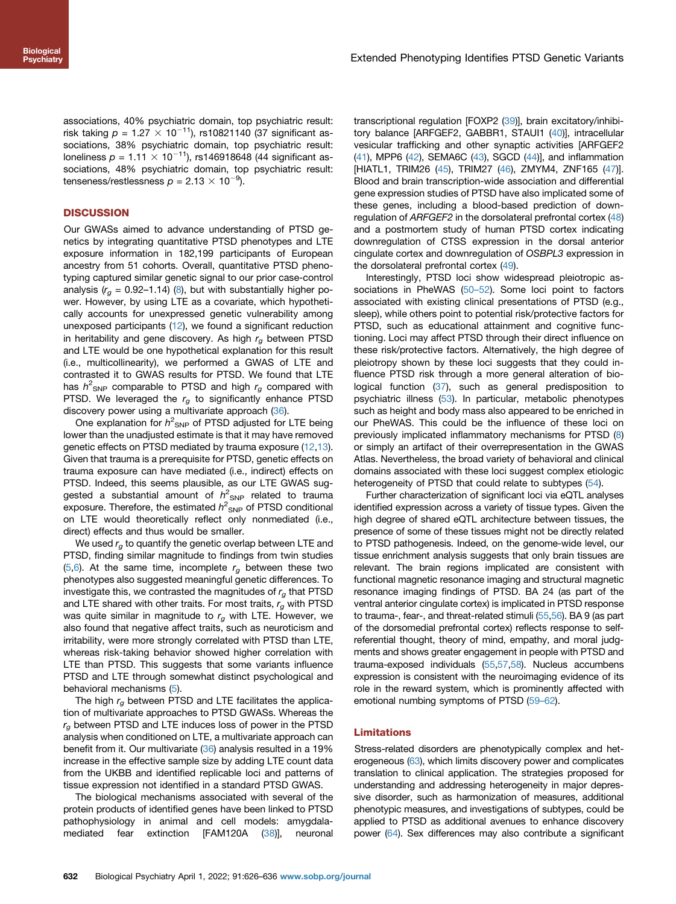associations, 40% psychiatric domain, top psychiatric result: risk taking $p = 1.27 \times 10^{-11}$), rs10821140 (37 significant associations, 38% psychiatric domain, top psychiatric result: loneliness $p = 1.11 \times 10^{-11}$), rs146918648 (44 significant associations, 48% psychiatric domain, top psychiatric result: tenseness/restlessness $p = 2.13 \times 10^{-9}$).

## DISCUSSION

Our GWASs aimed to advance understanding of PTSD genetics by integrating quantitative PTSD phenotypes and LTE exposure information in 182,199 participants of European ancestry from 51 cohorts. Overall, quantitative PTSD phenotyping captured similar genetic signal to our prior case-control analysis ($r_g$ = 0.92–1.14) (8), but with substantially higher power. However, by using LTE as a covariate, which hypothetically accounts for unexpressed genetic vulnerability among unexposed participants (12), we found a significant reduction in heritability and gene discovery. As high $r_g$ between PTSD and LTE would be one hypothetical explanation for this result (i.e., multicollinearity), we performed a GWAS of LTE and contrasted it to GWAS results for PTSD. We found that LTE has $h^2_{SNP}$ comparable to PTSD and high $r_g$ compared with PTSD. We leveraged the $r_g$ to significantly enhance PTSD discovery power using a multivariate approach (36).

One explanation for $h^2_{SNP}$ of PTSD adjusted for LTE being lower than the unadjusted estimate is that it may have removed genetic effects on PTSD mediated by trauma exposure (12,13). Given that trauma is a prerequisite for PTSD, genetic effects on trauma exposure can have mediated (i.e., indirect) effects on PTSD. Indeed, this seems plausible, as our LTE GWAS suggested a substantial amount of $h^2_{SNP}$ related to trauma exposure. Therefore, the estimated $h^2_{SNP}$ of PTSD conditional on LTE would theoretically reflect only nonmediated (i.e., direct) effects and thus would be smaller.

We used $r_g$ to quantify the genetic overlap between LTE and PTSD, finding similar magnitude to findings from twin studies (5,6). At the same time, incomplete $r_g$ between these two phenotypes also suggested meaningful genetic differences. To investigate this, we contrasted the magnitudes of $r_g$ that PTSD and LTE shared with other traits. For most traits, $r_g$ with PTSD was quite similar in magnitude to $r_g$ with LTE. However, we also found that negative affect traits, such as neuroticism and irritability, were more strongly correlated with PTSD than LTE, whereas risk-taking behavior showed higher correlation with LTE than PTSD. This suggests that some variants influence PTSD and LTE through somewhat distinct psychological and behavioral mechanisms (5).

The high $r_g$ between PTSD and LTE facilitates the application of multivariate approaches to PTSD GWASs. Whereas the $r_g$ between PTSD and LTE induces loss of power in the PTSD analysis when conditioned on LTE, a multivariate approach can benefit from it. Our multivariate (36) analysis resulted in a 19% increase in the effective sample size by adding LTE count data from the UKBB and identified replicable loci and patterns of tissue expression not identified in a standard PTSD GWAS.

The biological mechanisms associated with several of the protein products of identified genes have been linked to PTSD pathophysiology in animal and cell models: amygdala-mediated fear extinction [FAM120A (38)], neuronal transcriptional regulation [FOXP2 (39)], brain excitatory/inhibitory balance [ARFGEF2, GABBR1, STAUI1 (40)], intracellular vesicular trafficking and other synaptic activities [ARFGEF2 (41), MPP6 (42), SEMA6C (43), SGCD (44)], and inflammation [HIATL1, TRIM26 (45), TRIM27 (46), ZMYM4, ZNF165 (47)]. Blood and brain transcription-wide association and differential gene expression studies of PTSD have also implicated some of these genes, including a blood-based prediction of downregulation of *ARFGEF2* in the dorsolateral prefrontal cortex (48) and a postmortem study of human PTSD cortex indicating downregulation of CTSS expression in the dorsal anterior cingulate cortex and downregulation of *OSBPL3* expression in the dorsolateral prefrontal cortex (49).

Interestingly, PTSD loci show widespread pleiotropic associations in PheWAS (50–52). Some loci point to factors associated with existing clinical presentations of PTSD (e.g., sleep), while others point to potential risk/protective factors for PTSD, such as educational attainment and cognitive functioning. Loci may affect PTSD through their direct influence on these risk/protective factors. Alternatively, the high degree of pleiotropy shown by these loci suggests that they could influence PTSD risk through a more general alteration of biological function (37), such as general predisposition to psychiatric illness (53). In particular, metabolic phenotypes such as height and body mass also appeared to be enriched in our PheWAS. This could be the influence of these loci on previously implicated inflammatory mechanisms for PTSD (8) or simply an artifact of their overrepresentation in the GWAS Atlas. Nevertheless, the broad variety of behavioral and clinical domains associated with these loci suggest complex etiologic heterogeneity of PTSD that could relate to subtypes (54).

Further characterization of significant loci via eQTL analyses identified expression across a variety of tissue types. Given the high degree of shared eQTL architecture between tissues, the presence of some of these tissues might not be directly related to PTSD pathogenesis. Indeed, on the genome-wide level, our tissue enrichment analysis suggests that only brain tissues are relevant. The brain regions implicated are consistent with functional magnetic resonance imaging and structural magnetic resonance imaging findings of PTSD. BA 24 (as part of the ventral anterior cingulate cortex) is implicated in PTSD response to trauma-, fear-, and threat-related stimuli (55,56). BA 9 (as part of the dorsomedial prefrontal cortex) reflects response to self-referential thought, theory of mind, empathy, and moral judgments and shows greater engagement in people with PTSD and trauma-exposed individuals (55,57,58). Nucleus accumbens expression is consistent with the neuroimaging evidence of its role in the reward system, which is prominently affected with emotional numbing symptoms of PTSD (59–62).

### Limitations

Stress-related disorders are phenotypically complex and heterogeneous (63), which limits discovery power and complicates translation to clinical application. The strategies proposed for understanding and addressing heterogeneity in major depressive disorder, such as harmonization of measures, additional phenotypic measures, and investigations of subtypes, could be applied to PTSD as additional avenues to enhance discovery power (64). Sex differences may also contribute a significant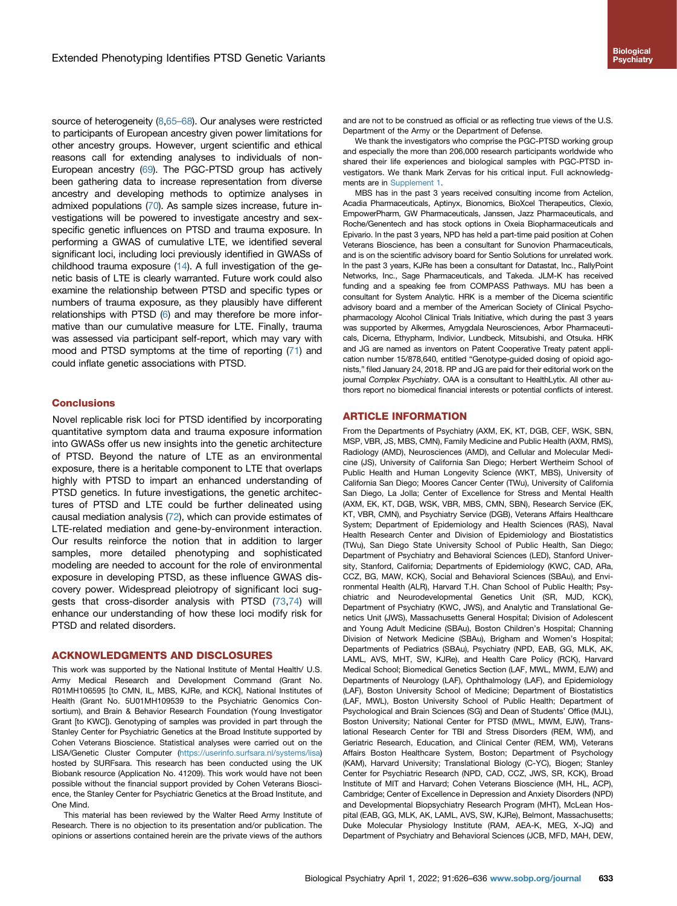source of heterogeneity (8,65–68). Our analyses were restricted to participants of European ancestry given power limitations for other ancestry groups. However, urgent scientific and ethical reasons call for extending analyses to individuals of non-European ancestry (69). The PGC-PTSD group has actively been gathering data to increase representation from diverse ancestry and developing methods to optimize analyses in admixed populations (70). As sample sizes increase, future investigations will be powered to investigate ancestry and sex-specific genetic influences on PTSD and trauma exposure. In performing a GWAS of cumulative LTE, we identified several significant loci, including loci previously identified in GWASs of childhood trauma exposure (14). A full investigation of the genetic basis of LTE is clearly warranted. Future work could also examine the relationship between PTSD and specific types or numbers of trauma exposure, as they plausibly have different relationships with PTSD (6) and may therefore be more informative than our cumulative measure for LTE. Finally, trauma was assessed via participant self-report, which may vary with mood and PTSD symptoms at the time of reporting (71) and could inflate genetic associations with PTSD.

## Conclusions

Novel replicable risk loci for PTSD identified by incorporating quantitative symptom data and trauma exposure information into GWASs offer us new insights into the genetic architecture of PTSD. Beyond the nature of LTE as an environmental exposure, there is a heritable component to LTE that overlaps highly with PTSD to impart an enhanced understanding of PTSD genetics. In future investigations, the genetic architectures of PTSD and LTE could be further delineated using causal mediation analysis (72), which can provide estimates of LTE-related mediation and gene-by-environment interaction. Our results reinforce the notion that in addition to larger samples, more detailed phenotyping and sophisticated modeling are needed to account for the role of environmental exposure in developing PTSD, as these influence GWAS discovery power. Widespread pleiotropy of significant loci suggests that cross-disorder analysis with PTSD (73,74) will enhance our understanding of how these loci modify risk for PTSD and related disorders.

## ACKNOWLEDGMENTS AND DISCLOSURES

This work was supported by the National Institute of Mental Health/ U.S. Army Medical Research and Development Command (Grant No. R01MH106595 [to CMN, IL, MBS, KJRe, and KCK], National Institutes of Health (Grant No. 5U01MH109539 to the Psychiatric Genomics Consortium), and Brain & Behavior Research Foundation (Young Investigator Grant [to KWC]). Genotyping of samples was provided in part through the Stanley Center for Psychiatric Genetics at the Broad Institute supported by Cohen Veterans Bioscience. Statistical analyses were carried out on the LISA/Genetic Cluster Computer (https://userinfo.surfsara.nl/systems/lisa) hosted by SURFsara. This research has been conducted using the UK Biobank resource (Application No. 41209). This work would have not been possible without the financial support provided by Cohen Veterans Bioscience, the Stanley Center for Psychiatric Genetics at the Broad Institute, and One Mind.

This material has been reviewed by the Walter Reed Army Institute of Research. There is no objection to its presentation and/or publication. The opinions or assertions contained herein are the private views of the authors and are not to be construed as official or as reflecting true views of the U.S. Department of the Army or the Department of Defense.

We thank the investigators who comprise the PGC-PTSD working group and especially the more than 206,000 research participants worldwide who shared their life experiences and biological samples with PGC-PTSD investigators. We thank Mark Zervas for his critical input. Full acknowledgments are in Supplement 1.

MBS has in the past 3 years received consulting income from Actelion, Acadia Pharmaceuticals, Aptinyx, Bionomics, BioXcel Therapeutics, Clexio, EmpowerPharm, GW Pharmaceuticals, Janssen, Jazz Pharmaceuticals, and Roche/Genentech and has stock options in Oxeia Biopharmaceuticals and Epivario. In the past 3 years, NPD has held a part-time paid position at Cohen Veterans Bioscience, has been a consultant for Sunovion Pharmaceuticals, and is on the scientific advisory board for Sentio Solutions for unrelated work. In the past 3 years, KJRe has been a consultant for Datastat, Inc., RallyPoint Networks, Inc., Sage Pharmaceuticals, and Takeda. JLM-K has received funding and a speaking fee from COMPASS Pathways. MU has been a consultant for System Analytic. HRK is a member of the Dicerna scientific advisory board and a member of the American Society of Clinical Psychopharmacology Alcohol Clinical Trials Initiative, which during the past 3 years was supported by Alkermes, Amygdala Neurosciences, Arbor Pharmaceuticals, Dicerna, Ethypharm, Indivior, Lundbeck, Mitsubishi, and Otsuka. HRK and JG are named as inventors on Patent Cooperative Treaty patent application number 15/878,640, entitled "Genotype-guided dosing of opioid agonists," filed January 24, 2018. RP and JG are paid for their editorial work on the journal *Complex Psychiatry*. OAA is a consultant to HealthLytix. All other authors report no biomedical financial interests or potential conflicts of interest.

## ARTICLE INFORMATION

From the Departments of Psychiatry (AXM, EK, KT, DGB, CEF, WSK, SBN, MSP, VBR, JS, MBS, CMN), Family Medicine and Public Health (AXM, RMS), Radiology (AMD), Neurosciences (AMD), and Cellular and Molecular Medicine (JS), University of California San Diego; Herbert Wertheim School of Public Health and Human Longevity Science (WKT, MBS), University of California San Diego; Moores Cancer Center (TWu), University of California San Diego, La Jolla; Center of Excellence for Stress and Mental Health (AXM, EK, KT, DGB, WSK, VBR, MBS, CMN, SBN), Research Service (EK, KT, VBR, CMN), and Psychiatry Service (DGB), Veterans Affairs Healthcare System; Department of Epidemiology and Health Sciences (RAS), Naval Health Research Center and Division of Epidemiology and Biostatistics (TWu), San Diego State University School of Public Health, San Diego; Department of Psychiatry and Behavioral Sciences (LED), Stanford University, Stanford, California; Departments of Epidemiology (KWC, CAD, ARa, CCZ, BG, MAW, KCK), Social and Behavioral Sciences (SBAu), and Environmental Health (ALR), Harvard T.H. Chan School of Public Health; Psychiatric and Neurodevelopmental Genetics Unit (SR, MJD, KCK), Department of Psychiatry (KWC, JWS), and Analytic and Translational Genetics Unit (JWS), Massachusetts General Hospital; Division of Adolescent and Young Adult Medicine (SBAu), Boston Children's Hospital; Channing Division of Network Medicine (SBAu), Brigham and Women's Hospital; Departments of Pediatrics (SBAu), Psychiatry (NPD, EAB, GG, MLK, AK, LAML, AVS, MHT, SW, KJRe), and Health Care Policy (RCK), Harvard Medical School; Biomedical Genetics Section (LAF, MWL, MWM, EJW) and Departments of Neurology (LAF), Ophthalmology (LAF), and Epidemiology (LAF), Boston University School of Medicine; Department of Biostatistics (LAF, MWL), Boston University School of Public Health; Department of Psychological and Brain Sciences (SG) and Dean of Students' Office (MJL), Boston University; National Center for PTSD (MWL, MWM, EJW), Translational Research Center for TBI and Stress Disorders (REM, WM), and Geriatric Research, Education, and Clinical Center (REM, WM), Veterans Affairs Boston Healthcare System, Boston; Department of Psychology (KAM), Harvard University; Translational Biology (C-YC), Biogen; Stanley Center for Psychiatric Research (NPD, CAD, CCZ, JWS, SR, KCK), Broad Institute of MIT and Harvard; Cohen Veterans Bioscience (MH, HL, ACP), Cambridge; Center of Excellence in Depression and Anxiety Disorders (NPD) and Developmental Biopsychiatry Research Program (MHT), McLean Hospital (EAB, GG, MLK, AK, LAML, AVS, SW, KJRe), Belmont, Massachusetts; Duke Molecular Physiology Institute (RAM, AEA-K, MEG, X-JQ) and Department of Psychiatry and Behavioral Sciences (JCB, MFD, MAH, DEW,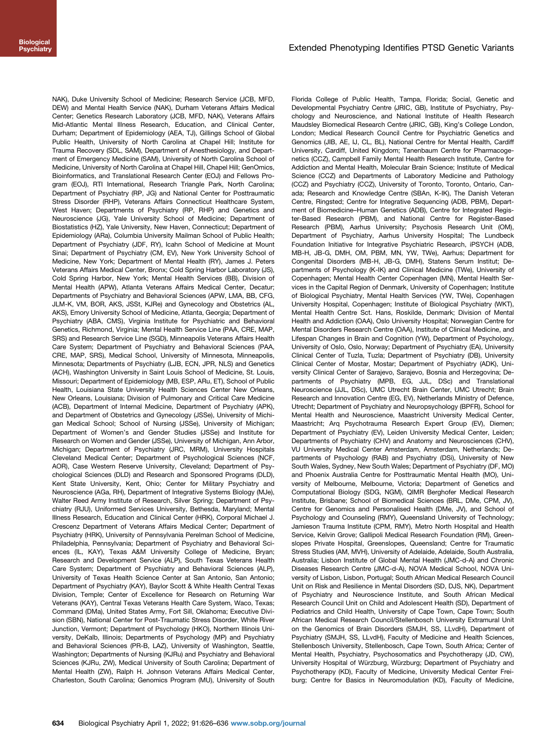NAK), Duke University School of Medicine; Research Service (JCB, MFD, DEW) and Mental Health Service (NAK), Durham Veterans Affairs Medical Center; Genetics Research Laboratory (JCB, MFD, NAK), Veterans Affairs Mid-Atlantic Mental Illness Research, Education, and Clinical Center, Durham; Department of Epidemiology (AEA, TJ), Gillings School of Global Public Health, University of North Carolina at Chapel Hill; Institute for Trauma Recovery (SDL, SAM), Department of Anesthesiology, and Department of Emergency Medicine (SAM), University of North Carolina School of Medicine, University of North Carolina at Chapel Hill, Chapel Hill; GenOmics, Bioinformatics, and Translational Research Center (EOJ) and Fellows Program (EOJ), RTI International, Research Triangle Park, North Carolina; Department of Psychiatry (RP, JG) and National Center for Posttraumatic Stress Disorder (RHP), Veterans Affairs Connecticut Healthcare System, West Haven; Departments of Psychiatry (RP, RHP) and Genetics and Neuroscience (JG), Yale University School of Medicine; Department of Biostatistics (HZ), Yale University, New Haven, Connecticut; Department of Epidemiology (ARa), Columbia University Mailman School of Public Health; Department of Psychiatry (JDF, RY), Icahn School of Medicine at Mount Sinai; Department of Psychiatry (CM, EV), New York University School of Medicine, New York; Department of Mental Health (RY), James J. Peters Veterans Affairs Medical Center, Bronx; Cold Spring Harbor Laboratory (JS), Cold Spring Harbor, New York; Mental Health Services (BB), Division of Mental Health (APW), Atlanta Veterans Affairs Medical Center, Decatur; Departments of Psychiatry and Behavioral Sciences (APW, LMA, BB, CFG, JLM-K, VM, BOR, AKS, JSSt, KJRe) and Gynecology and Obstetrics (AL, AKS), Emory University School of Medicine, Atlanta, Georgia; Department of Psychiatry (ABA, CMS), Virginia Institute for Psychiatric and Behavioral Genetics, Richmond, Virginia; Mental Health Service Line (PAA, CRE, MAP, SRS) and Research Service Line (SGD), Minneapolis Veterans Affairs Health Care System; Department of Psychiatry and Behavioral Sciences (PAA, CRE, MAP, SRS), Medical School, University of Minnesota, Minneapolis, Minnesota; Departments of Psychiatry (LJB, ECN, JPR, NLS) and Genetics (ACH), Washington University in Saint Louis School of Medicine, St. Louis, Missouri; Department of Epidemiology (MB, ESP, ARu, ET), School of Public Health, Louisiana State University Health Sciences Center New Orleans, New Orleans, Louisiana; Division of Pulmonary and Critical Care Medicine (ACB), Department of Internal Medicine, Department of Psychiatry (APK), and Department of Obstetrics and Gynecology (JSSe), University of Michigan Medical School; School of Nursing (JSSe), University of Michigan; Department of Women's and Gender Studies (JSSe) and Institute for Research on Women and Gender (JSSe), University of Michigan, Ann Arbor, Michigan; Department of Psychiatry (JRC, MRM), University Hospitals Cleveland Medical Center; Department of Psychological Sciences (NCF, AOR), Case Western Reserve University, Cleveland; Department of Psychological Sciences (DLD) and Research and Sponsored Programs (DLD), Kent State University, Kent, Ohio; Center for Military Psychiatry and Neuroscience (AGa, RH), Department of Integrative Systems Biology (MJe), Walter Reed Army Institute of Research, Silver Spring; Department of Psychiatry (RJU), Uniformed Services University, Bethesda, Maryland; Mental Illness Research, Education and Clinical Center (HRK), Corporal Michael J. Crescenz Department of Veterans Affairs Medical Center; Department of Psychiatry (HRK), University of Pennsylvania Perelman School of Medicine, Philadelphia, Pennsylvania; Department of Psychiatry and Behavioral Sciences (IL, KAY), Texas A&M University College of Medicine, Bryan; Research and Development Service (ALP), South Texas Veterans Health Care System; Department of Psychiatry and Behavioral Sciences (ALP), University of Texas Health Science Center at San Antonio, San Antonio; Department of Psychiatry (KAY), Baylor Scott & White Health Central Texas Division, Temple; Center of Excellence for Research on Returning War Veterans (KAY), Central Texas Veterans Health Care System, Waco, Texas; Command (DMa), United States Army, Fort Sill, Oklahoma; Executive Division (SBN), National Center for Post-Traumatic Stress Disorder, White River Junction, Vermont; Department of Psychology (HKO), Northern Illinois University, DeKalb, Illinois; Departments of Psychology (MP) and Psychiatry and Behavioral Sciences (PR-B, LAZ), University of Washington, Seattle, Washington; Departments of Nursing (KJRu) and Psychiatry and Behavioral Sciences (KJRu, ZW), Medical University of South Carolina; Department of Mental Health (ZW), Ralph H. Johnson Veterans Affairs Medical Center, Charleston, South Carolina; Genomics Program (MU), University of South Florida College of Public Health, Tampa, Florida; Social, Genetic and Developmental Psychiatry Centre (JRIC, GB), Institute of Psychiatry, Psychology and Neuroscience, and National Institute of Health Research Maudsley Biomedical Research Centre (JRIC, GB), King's College London, London; Medical Research Council Centre for Psychiatric Genetics and Genomics (JIB, AE, IJ, CL, BL), National Centre for Mental Health, Cardiff University, Cardiff, United Kingdom; Tanenbaum Centre for Pharmacogenetics (CCZ), Campbell Family Mental Health Research Institute, Centre for Addiction and Mental Health, Molecular Brain Science; Institute of Medical Science (CCZ) and Departments of Laboratory Medicine and Pathology (CCZ) and Psychiatry (CCZ), University of Toronto, Toronto, Ontario, Canada; Research and Knowledge Centre (SBAn, K-IK), The Danish Veteran Centre, Ringsted; Centre for Integrative Sequencing (ADB, PBM), Department of Biomedicine–Human Genetics (ADB), Centre for Integrated Register-Based Research (PBM), and National Centre for Register-Based Research (PBM), Aarhus University; Psychosis Research Unit (OM), Department of Psychiatry, Aarhus University Hospital; The Lundbeck Foundation Initiative for Integrative Psychiatric Research, iPSYCH (ADB, MB-H, JB-G, DMH, OM, PBM, MN, YW, TWe), Aarhus; Department for Congenital Disorders (MB-H, JB-G, DMH), Statens Serum Institut; Departments of Psychology (K-IK) and Clinical Medicine (TWe), University of Copenhagen; Mental Health Center Copenhagen (MN), Mental Health Services in the Capital Region of Denmark, University of Copenhagen; Institute of Biological Psychiatry, Mental Health Services (YW, TWe), Copenhagen University Hospital, Copenhagen; Institute of Biological Psychiatry (WKT), Mental Health Centre Sct. Hans, Roskilde, Denmark; Division of Mental Health and Addiction (OAA), Oslo University Hospital; Norwegian Centre for Mental Disorders Research Centre (OAA), Institute of Clinical Medicine, and Lifespan Changes in Brain and Cognition (YW), Department of Psychology, University of Oslo, Oslo, Norway; Department of Psychiatry (EA), University Clinical Center of Tuzla, Tuzla; Department of Psychiatry (DB), University Clinical Center of Mostar, Mostar; Department of Psychiatry (ADK), University Clinical Center of Sarajevo, Sarajevo, Bosnia and Herzegovina; Departments of Psychiatry (MPB, EG, JJL, DSc) and Translational Neuroscience (JJL, DSc), UMC Utrecht Brain Center, UMC Utrecht; Brain Research and Innovation Centre (EG, EV), Netherlands Ministry of Defence, Utrecht; Department of Psychiatry and Neuropsychology (BPFR), School for Mental Health and Neuroscience, Maastricht University Medical Center, Maastricht; Arq Psychotrauma Research Expert Group (EV), Diemen; Department of Psychiatry (EV), Leiden University Medical Center, Leiden; Departments of Psychiatry (CHV) and Anatomy and Neurosciences (CHV), VU University Medical Center Amsterdam, Amsterdam, Netherlands; Departments of Psychology (RAB) and Psychiatry (DSi), University of New South Wales, Sydney, New South Wales; Department of Psychiatry (DF, MO) and Phoenix Australia Centre for Posttraumatic Mental Health (MO), University of Melbourne, Melbourne, Victoria; Department of Genetics and Computational Biology (SDG, NGM), QIMR Berghofer Medical Research Institute, Brisbane; School of Biomedical Sciences (BRL, DMe, CPM, JV), Centre for Genomics and Personalised Health (DMe, JV), and School of Psychology and Counseling (RMY), Queensland University of Technology; Jamieson Trauma Institute (CPM, RMY), Metro North Hospital and Health Service, Kelvin Grove; Gallipoli Medical Research Foundation (RM), Greenslopes Private Hospital, Greenslopes, Queensland; Centre for Traumatic Stress Studies (AM, MVH), University of Adelaide, Adelaide, South Australia, Australia; Lisbon Institute of Global Mental Health (JMC-d-A) and Chronic Diseases Research Centre (JMC-d-A), NOVA Medical School, NOVA University of Lisbon, Lisbon, Portugal; South African Medical Research Council Unit on Risk and Resilience in Mental Disorders (SD, DJS, NK), Department of Psychiatry and Neuroscience Institute, and South African Medical Research Council Unit on Child and Adolescent Health (SD), Department of Pediatrics and Child Health, University of Cape Town, Cape Town; South African Medical Research Council/Stellenbosch University Extramural Unit on the Genomics of Brain Disorders (SMJH, SS, LLvdH), Department of Psychiatry (SMJH, SS, LLvdH), Faculty of Medicine and Health Sciences, Stellenbosch University, Stellenbosch, Cape Town, South Africa; Center of Mental Health, Psychiatry, Psychosomatics and Psychotherapy (JD, CW), University Hospital of Würzburg, Würzburg; Department of Psychiatry and Psychotherapy (KD), Faculty of Medicine, University Medical Center Freiburg; Centre for Basics in Neuromodulation (KD), Faculty of Medicine,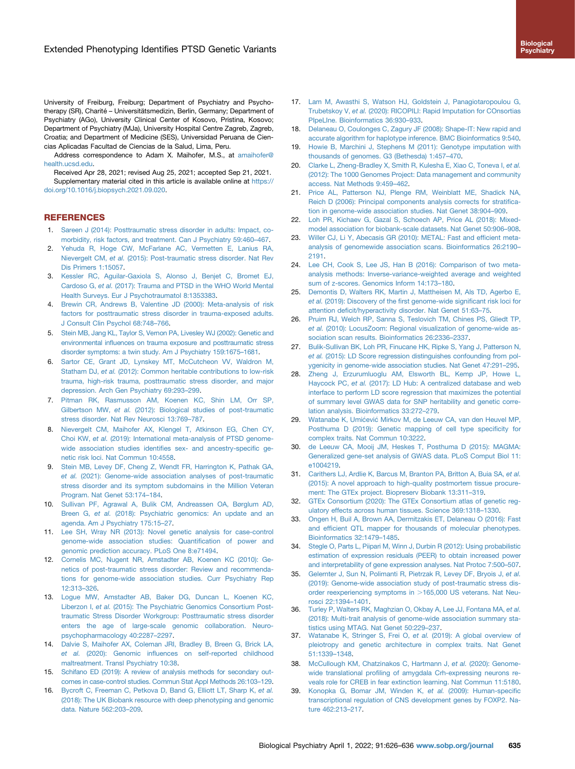University of Freiburg, Freiburg; Department of Psychiatry and Psychotherapy (SR), Charité – Universitätsmedizin, Berlin, Germany; Department of Psychiatry (AGo), University Clinical Center of Kosovo, Pristina, Kosovo; Department of Psychiatry (MJa), University Hospital Centre Zagreb, Zagreb, Croatia; and Department of Medicine (SES), Universidad Peruana de Ciencias Aplicadas Facultad de Ciencias de la Salud, Lima, Peru.

Address correspondence to Adam X. Maihofer, M.S., at amaihofer@health.ucsd.edu.

Received Apr 28, 2021; revised Aug 25, 2021; accepted Sep 21, 2021.

Supplementary material cited in this article is available online at https://doi.org/10.1016/j.biopsych.2021.09.020.

## REFERENCES

1. Sareen J (2014): Posttraumatic stress disorder in adults: Impact, comorbidity, risk factors, and treatment. Can J Psychiatry 59:460–467.
2. Yehuda R, Hoge CW, McFarlane AC, Vermetten E, Lanius RA, Nievergelt CM, *et al.* (2015): Post-traumatic stress disorder. Nat Rev Dis Primers 1:15057.
3. Kessler RC, Aguilar-Gaxiola S, Alonso J, Benjet C, Bromet EJ, Cardoso G, *et al.* (2017): Trauma and PTSD in the WHO World Mental Health Surveys. Eur J Psychotraumatol 8:1353383.
4. Brewin CR, Andrews B, Valentine JD (2000): Meta-analysis of risk factors for posttraumatic stress disorder in trauma-exposed adults. J Consult Clin Psychol 68:748–766.
5. Stein MB, Jang KL, Taylor S, Vernon PA, Livesley WJ (2002): Genetic and environmental influences on trauma exposure and posttraumatic stress disorder symptoms: a twin study. Am J Psychiatry 159:1675–1681.
6. Sartor CE, Grant JD, Lynskey MT, McCutcheon VV, Waldron M, Statham DJ, *et al.* (2012): Common heritable contributions to low-risk trauma, high-risk trauma, posttraumatic stress disorder, and major depression. Arch Gen Psychiatry 69:293–299.
7. Pitman RK, Rasmusson AM, Koenen KC, Shin LM, Orr SP, Gilbertson MW, *et al.* (2012): Biological studies of post-traumatic stress disorder. Nat Rev Neurosci 13:769–787.
8. Nievergelt CM, Maihofer AX, Klengel T, Atkinson EG, Chen CY, Choi KW, *et al.* (2019): International meta-analysis of PTSD genome-wide association studies identifies sex- and ancestry-specific genetic risk loci. Nat Commun 10:4558.
9. Stein MB, Levey DF, Cheng Z, Wendt FR, Harrington K, Pathak GA, *et al.* (2021): Genome-wide association analyses of post-traumatic stress disorder and its symptom subdomains in the Million Veteran Program. Nat Genet 53:174–184.
10. Sullivan PF, Agrawal A, Bulik CM, Andreassen OA, Børglum AD, Breen G, *et al.* (2018): Psychiatric genomics: An update and an agenda. Am J Psychiatry 175:15–27.
11. Lee SH, Wray NR (2013): Novel genetic analysis for case-control genome-wide association studies: Quantification of power and genomic prediction accuracy. PLoS One 8:e71494.
12. Cornelis MC, Nugent NR, Amstadter AB, Koenen KC (2010): Genetics of post-traumatic stress disorder: Review and recommendations for genome-wide association studies. Curr Psychiatry Rep 12:313–326.
13. Logue MW, Amstadter AB, Baker DG, Duncan L, Koenen KC, Liberzon I, *et al.* (2015): The Psychiatric Genomics Consortium Posttraumatic Stress Disorder Workgroup: Posttraumatic stress disorder enters the age of large-scale genomic collaboration. Neuropsychopharmacology 40:2287–2297.
14. Dalvie S, Maihofer AX, Coleman JRI, Bradley B, Breen G, Brick LA, *et al.* (2020): Genomic influences on self-reported childhood maltreatment. Transl Psychiatry 10:38.
15. Schifano ED (2019): A review of analysis methods for secondary outcomes in case-control studies. Commun Stat Appl Methods 26:103–129.
16. Bycroft C, Freeman C, Petkova D, Band G, Elliott LT, Sharp K, *et al.* (2018): The UK Biobank resource with deep phenotyping and genomic data. Nature 562:203–209.
17. Lam M, Awasthi S, Watson HJ, Goldstein J, Panagiotaropoulou G, Trubetskoy V, *et al.* (2020): RICOPILI: Rapid Imputation for COnsortias PIpeLIne. Bioinformatics 36:930–933.
18. Delaneau O, Coulonges C, Zagury JF (2008): Shape-IT: New rapid and accurate algorithm for haplotype inference. BMC Bioinformatics 9:540.
19. Howie B, Marchini J, Stephens M (2011): Genotype imputation with thousands of genomes. G3 (Bethesda) 1:457–470.
20. Clarke L, Zheng-Bradley X, Smith R, Kulesha E, Xiao C, Toneva I, *et al.* (2012): The 1000 Genomes Project: Data management and community access. Nat Methods 9:459–462.
21. Price AL, Patterson NJ, Plenge RM, Weinblatt ME, Shadick NA, Reich D (2006): Principal components analysis corrects for stratification in genome-wide association studies. Nat Genet 38:904–909.
22. Loh PR, Kichaev G, Gazal S, Schoech AP, Price AL (2018): Mixed-model association for biobank-scale datasets. Nat Genet 50:906–908.
23. Willer CJ, Li Y, Abecasis GR (2010): METAL: Fast and efficient meta-analysis of genomewide association scans. Bioinformatics 26:2190–2191.
24. Lee CH, Cook S, Lee JS, Han B (2016): Comparison of two meta-analysis methods: Inverse-variance-weighted average and weighted sum of z-scores. Genomics Inform 14:173–180.
25. Demontis D, Walters RK, Martin J, Mattheisen M, Als TD, Agerbo E, *et al.* (2019): Discovery of the first genome-wide significant risk loci for attention deficit/hyperactivity disorder. Nat Genet 51:63–75.
26. Pruim RJ, Welch RP, Sanna S, Teslovich TM, Chines PS, Gliedt TP, *et al.* (2010): LocusZoom: Regional visualization of genome-wide association scan results. Bioinformatics 26:2336–2337.
27. Bulik-Sullivan BK, Loh PR, Finucane HK, Ripke S, Yang J, Patterson N, *et al.* (2015): LD Score regression distinguishes confounding from polygenicity in genome-wide association studies. Nat Genet 47:291–295.
28. Zheng J, Erzurumluoglu AM, Elsworth BL, Kemp JP, Howe L, Haycock PC, *et al.* (2017): LD Hub: A centralized database and web interface to perform LD score regression that maximizes the potential of summary level GWAS data for SNP heritability and genetic correlation analysis. Bioinformatics 33:272–279.
29. Watanabe K, Umićević Mirkov M, de Leeuw CA, van den Heuvel MP, Posthuma D (2019): Genetic mapping of cell type specificity for complex traits. Nat Commun 10:3222.
30. de Leeuw CA, Mooij JM, Heskes T, Posthuma D (2015): MAGMA: Generalized gene-set analysis of GWAS data. PLoS Comput Biol 11:e1004219.
31. Carithers LJ, Ardlie K, Barcus M, Branton PA, Britton A, Buia SA, *et al.* (2015): A novel approach to high-quality postmortem tissue procurement: The GTEx project. Biopreserv Biobank 13:311–319.
32. GTEx Consortium (2020): The GTEx Consortium atlas of genetic regulatory effects across human tissues. Science 369:1318–1330.
33. Ongen H, Buil A, Brown AA, Dermitzakis ET, Delaneau O (2016): Fast and efficient QTL mapper for thousands of molecular phenotypes. Bioinformatics 32:1479–1485.
34. Stegle O, Parts L, Piipari M, Winn J, Durbin R (2012): Using probabilistic estimation of expression residuals (PEER) to obtain increased power and interpretability of gene expression analyses. Nat Protoc 7:500–507.
35. Gelernter J, Sun N, Polimanti R, Pietrzak R, Levey DF, Bryois J, *et al.* (2019): Genome-wide association study of post-traumatic stress disorder reexperiencing symptoms in >165,000 US veterans. Nat Neurosci 22:1394–1401.
36. Turley P, Walters RK, Maghzian O, Okbay A, Lee JJ, Fontana MA, *et al.* (2018): Multi-trait analysis of genome-wide association summary statistics using MTAG. Nat Genet 50:229–237.
37. Watanabe K, Stringer S, Frei O, *et al.* (2019): A global overview of pleiotropy and genetic architecture in complex traits. Nat Genet 51:1339–1348.
38. McCullough KM, Chatzinakos C, Hartmann J, *et al.* (2020): Genome-wide translational profiling of amygdala Crh-expressing neurons reveals role for CREB in fear extinction learning. Nat Commun 11:5180.
39. Konopka G, Bomar JM, Winden K, *et al.* (2009): Human-specific transcriptional regulation of CNS development genes by FOXP2. Nature 462:213–217.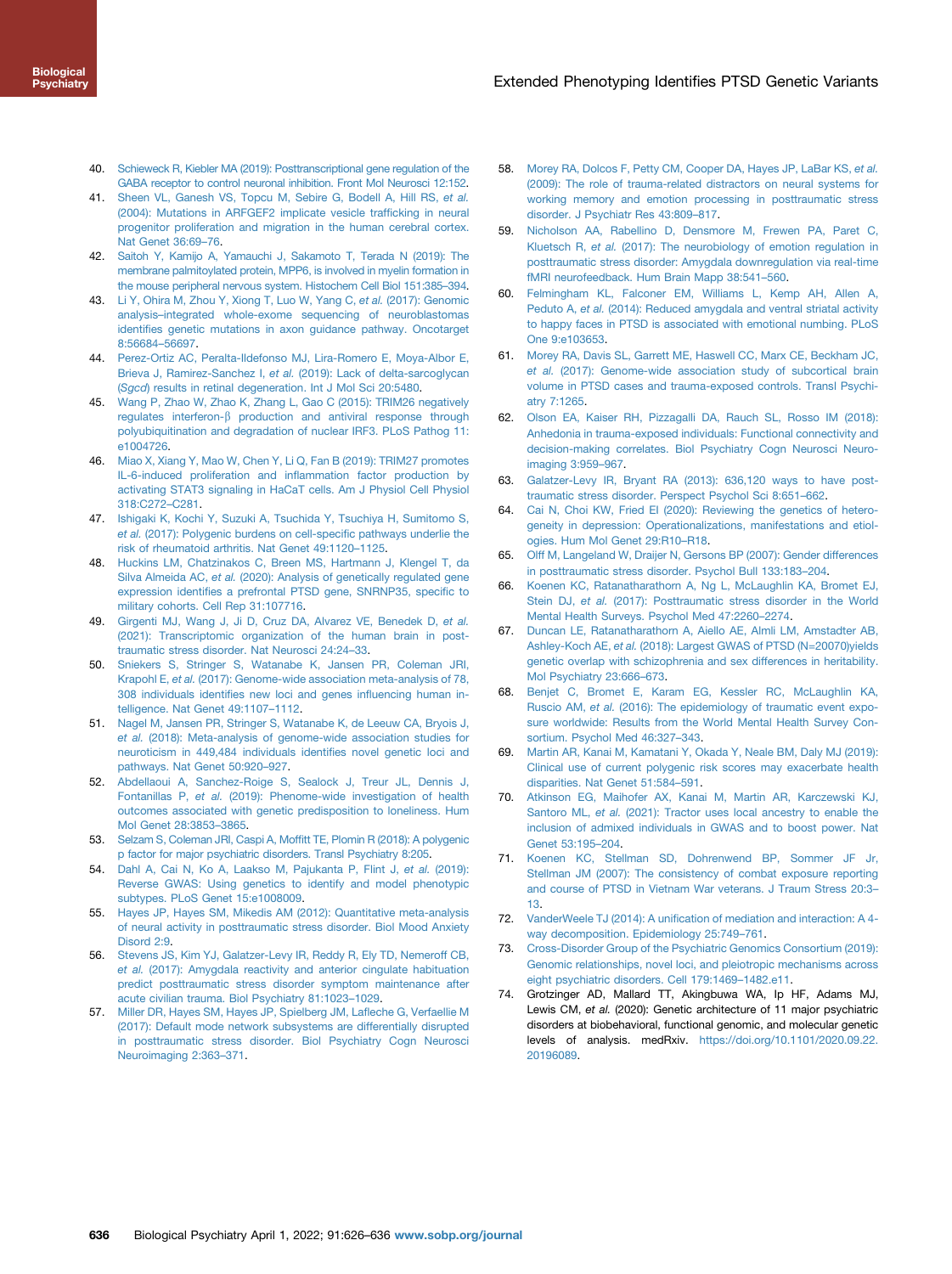40. Schieweck R, Kiebler MA (2019): Posttranscriptional gene regulation of the GABA receptor to control neuronal inhibition. Front Mol Neurosci 12:152.
41. Sheen VL, Ganesh VS, Topcu M, Sebire G, Bodell A, Hill RS, *et al.* (2004): Mutations in ARFGEF2 implicate vesicle trafficking in neural progenitor proliferation and migration in the human cerebral cortex. Nat Genet 36:69–76.
42. Saitoh Y, Kamijo A, Yamauchi J, Sakamoto T, Terada N (2019): The membrane palmitoylated protein, MPP6, is involved in myelin formation in the mouse peripheral nervous system. Histochem Cell Biol 151:385–394.
43. Li Y, Ohira M, Zhou Y, Xiong T, Luo W, Yang C, *et al.* (2017): Genomic analysis–integrated whole-exome sequencing of neuroblastomas identifies genetic mutations in axon guidance pathway. Oncotarget 8:56684–56697.
44. Perez-Ortiz AC, Peralta-Ildefonso MJ, Lira-Romero E, Moya-Albor E, Brieva J, Ramirez-Sanchez I, *et al.* (2019): Lack of delta-sarcoglycan (*Sgcd*) results in retinal degeneration. Int J Mol Sci 20:5480.
45. Wang P, Zhao W, Zhao K, Zhang L, Gao C (2015): TRIM26 negatively regulates interferon-β production and antiviral response through polyubiquitination and degradation of nuclear IRF3. PLoS Pathog 11:e1004726.
46. Miao X, Xiang Y, Mao W, Chen Y, Li Q, Fan B (2019): TRIM27 promotes IL-6-induced proliferation and inflammation factor production by activating STAT3 signaling in HaCaT cells. Am J Physiol Cell Physiol 318:C272–C281.
47. Ishigaki K, Kochi Y, Suzuki A, Tsuchida Y, Tsuchiya H, Sumitomo S, *et al.* (2017): Polygenic burdens on cell-specific pathways underlie the risk of rheumatoid arthritis. Nat Genet 49:1120–1125.
48. Huckins LM, Chatzinakos C, Breen MS, Hartmann J, Klengel T, da Silva Almeida AC, *et al.* (2020): Analysis of genetically regulated gene expression identifies a prefrontal PTSD gene, SNRNP35, specific to military cohorts. Cell Rep 31:107716.
49. Girgenti MJ, Wang J, Ji D, Cruz DA, Alvarez VE, Benedek D, *et al.* (2021): Transcriptomic organization of the human brain in post-traumatic stress disorder. Nat Neurosci 24:24–33.
50. Sniekers S, Stringer S, Watanabe K, Jansen PR, Coleman JRI, Krapohl E, *et al.* (2017): Genome-wide association meta-analysis of 78,308 individuals identifies new loci and genes influencing human intelligence. Nat Genet 49:1107–1112.
51. Nagel M, Jansen PR, Stringer S, Watanabe K, de Leeuw CA, Bryois J, *et al.* (2018): Meta-analysis of genome-wide association studies for neuroticism in 449,484 individuals identifies novel genetic loci and pathways. Nat Genet 50:920–927.
52. Abdellaoui A, Sanchez-Roige S, Sealock J, Treur JL, Dennis J, Fontanillas P, *et al.* (2019): Phenome-wide investigation of health outcomes associated with genetic predisposition to loneliness. Hum Mol Genet 28:3853–3865.
53. Selzam S, Coleman JRI, Caspi A, Moffitt TE, Plomin R (2018): A polygenic p factor for major psychiatric disorders. Transl Psychiatry 8:205.
54. Dahl A, Cai N, Ko A, Laakso M, Pajukanta P, Flint J, *et al.* (2019): Reverse GWAS: Using genetics to identify and model phenotypic subtypes. PLoS Genet 15:e1008009.
55. Hayes JP, Hayes SM, Mikedis AM (2012): Quantitative meta-analysis of neural activity in posttraumatic stress disorder. Biol Mood Anxiety Disord 2:9.
56. Stevens JS, Kim YJ, Galatzer-Levy IR, Reddy R, Ely TD, Nemeroff CB, *et al.* (2017): Amygdala reactivity and anterior cingulate habituation predict posttraumatic stress disorder symptom maintenance after acute civilian trauma. Biol Psychiatry 81:1023–1029.
57. Miller DR, Hayes SM, Hayes JP, Spielberg JM, Lafleche G, Verfaellie M (2017): Default mode network subsystems are differentially disrupted in posttraumatic stress disorder. Biol Psychiatry Cogn Neurosci Neuroimaging 2:363–371.
58. Morey RA, Dolcos F, Petty CM, Cooper DA, Hayes JP, LaBar KS, *et al.* (2009): The role of trauma-related distractors on neural systems for working memory and emotion processing in posttraumatic stress disorder. J Psychiatr Res 43:809–817.
59. Nicholson AA, Rabellino D, Densmore M, Frewen PA, Paret C, Kluetsch R, *et al.* (2017): The neurobiology of emotion regulation in posttraumatic stress disorder: Amygdala downregulation via real-time fMRI neurofeedback. Hum Brain Mapp 38:541–560.
60. Felmingham KL, Falconer EM, Williams L, Kemp AH, Allen A, Peduto A, *et al.* (2014): Reduced amygdala and ventral striatal activity to happy faces in PTSD is associated with emotional numbing. PLoS One 9:e103653.
61. Morey RA, Davis SL, Garrett ME, Haswell CC, Marx CE, Beckham JC, *et al.* (2017): Genome-wide association study of subcortical brain volume in PTSD cases and trauma-exposed controls. Transl Psychiatry 7:1265.
62. Olson EA, Kaiser RH, Pizzagalli DA, Rauch SL, Rosso IM (2018): Anhedonia in trauma-exposed individuals: Functional connectivity and decision-making correlates. Biol Psychiatry Cogn Neurosci Neuroimaging 3:959–967.
63. Galatzer-Levy IR, Bryant RA (2013): 636,120 ways to have post-traumatic stress disorder. Perspect Psychol Sci 8:651–662.
64. Cai N, Choi KW, Fried EI (2020): Reviewing the genetics of heterogeneity in depression: Operationalizations, manifestations and etiologies. Hum Mol Genet 29:R10–R18.
65. Olff M, Langeland W, Draijer N, Gersons BP (2007): Gender differences in posttraumatic stress disorder. Psychol Bull 133:183–204.
66. Koenen KC, Ratanatharathorn A, Ng L, McLaughlin KA, Bromet EJ, Stein DJ, *et al.* (2017): Posttraumatic stress disorder in the World Mental Health Surveys. Psychol Med 47:2260–2274.
67. Duncan LE, Ratanatharathorn A, Aiello AE, Almli LM, Amstadter AB, Ashley-Koch AE, *et al.* (2018): Largest GWAS of PTSD (N=20070)yields genetic overlap with schizophrenia and sex differences in heritability. Mol Psychiatry 23:666–673.
68. Benjet C, Bromet E, Karam EG, Kessler RC, McLaughlin KA, Ruscio AM, *et al.* (2016): The epidemiology of traumatic event exposure worldwide: Results from the World Mental Health Survey Consortium. Psychol Med 46:327–343.
69. Martin AR, Kanai M, Kamatani Y, Okada Y, Neale BM, Daly MJ (2019): Clinical use of current polygenic risk scores may exacerbate health disparities. Nat Genet 51:584–591.
70. Atkinson EG, Maihofer AX, Kanai M, Martin AR, Karczewski KJ, Santoro ML, *et al.* (2021): Tractor uses local ancestry to enable the inclusion of admixed individuals in GWAS and to boost power. Nat Genet 53:195–204.
71. Koenen KC, Stellman SD, Dohrenwend BP, Sommer JF Jr, Stellman JM (2007): The consistency of combat exposure reporting and course of PTSD in Vietnam War veterans. J Traum Stress 20:3–13.
72. VanderWeele TJ (2014): A unification of mediation and interaction: A 4-way decomposition. Epidemiology 25:749–761.
73. Cross-Disorder Group of the Psychiatric Genomics Consortium (2019): Genomic relationships, novel loci, and pleiotropic mechanisms across eight psychiatric disorders. Cell 179:1469–1482.e11.
74. Grotzinger AD, Mallard TT, Akingbuwa WA, Ip HF, Adams MJ, Lewis CM, *et al.* (2020): Genetic architecture of 11 major psychiatric disorders at biobehavioral, functional genomic, and molecular genetic levels of analysis. medRxiv. https://doi.org/10.1101/2020.09.22.20196089.